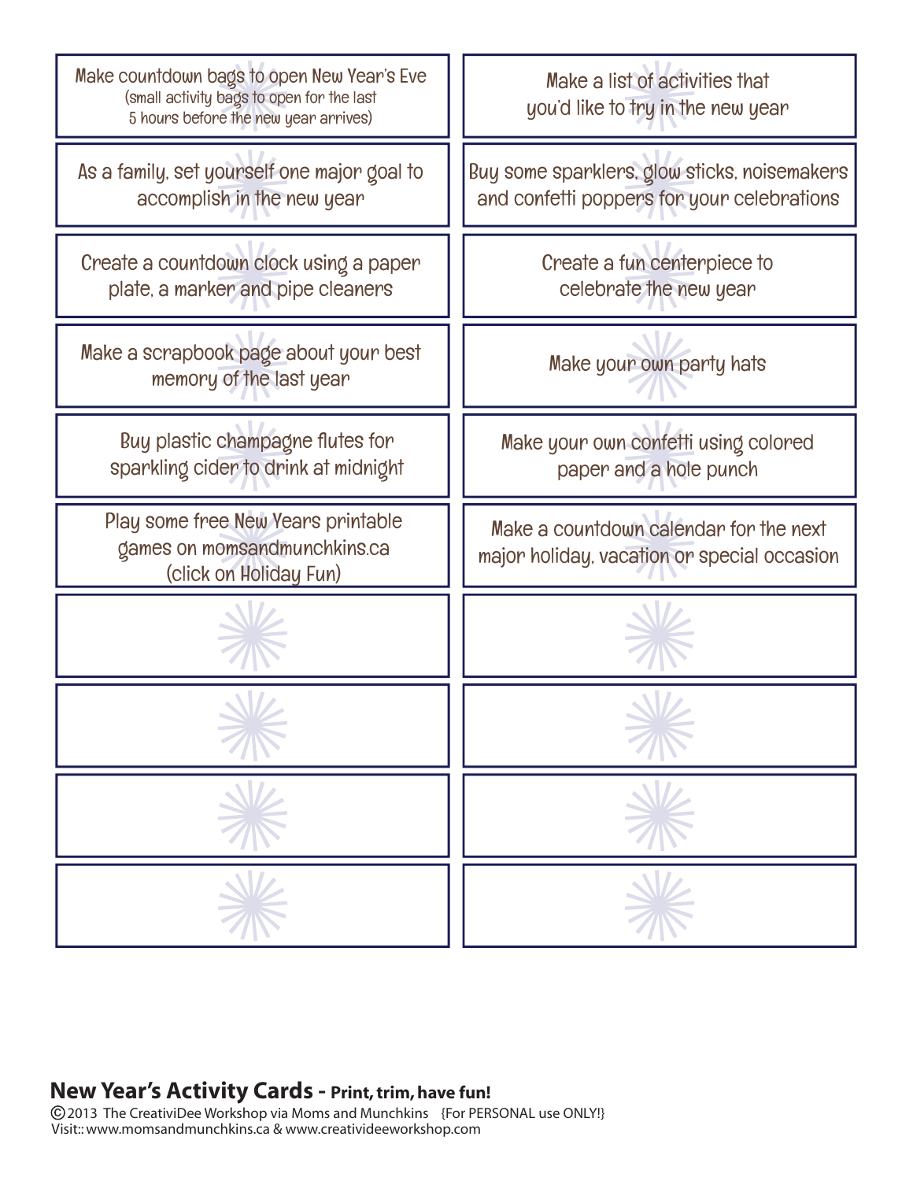Make countdown bags to open New Year's Eve
(small activity bags to open for the last 5 hours before the new year arrives)

Make a list of activities that you'd like to try in the new year

As a family, set yourself one major goal to accomplish in the new year

Buy some sparklers, glow sticks, noisemakers and confetti poppers for your celebrations

Create a countdown clock using a paper plate, a marker and pipe cleaners

Create a fun centerpiece to celebrate the new year

Make a scrapbook page about your best memory of the last year

Make your own party hats

Buy plastic champagne flutes for sparkling cider to drink at midnight

Make your own confetti using colored paper and a hole punch

Play some free New Years printable games on momsandmunchkins.ca (click on Holiday Fun)

Make a countdown calendar for the next major holiday, vacation or special occasion

**New Year's Activity Cards - Print, trim, have fun!**

© 2013 The CreativiDee Workshop via Moms and Munchkins {For PERSONAL use ONLY!}
Visit:: www.momsandmunchkins.ca & www.creativideeworkshop.com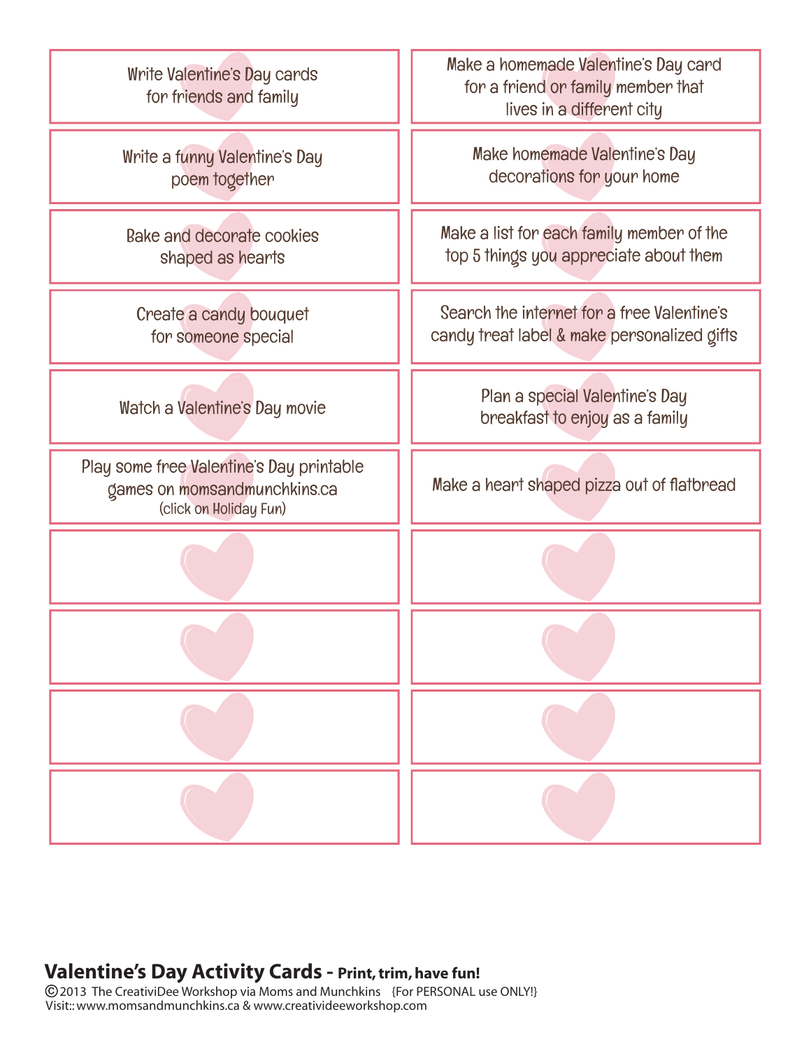| | |
|---|---|
| Write Valentine's Day cards for friends and family | Make a homemade Valentine's Day card for a friend or family member that lives in a different city |
| Write a funny Valentine's Day poem together | Make homemade Valentine's Day decorations for your home |
| Bake and decorate cookies shaped as hearts | Make a list for each family member of the top 5 things you appreciate about them |
| Create a candy bouquet for someone special | Search the internet for a free Valentine's candy treat label & make personalized gifts |
| Watch a Valentine's Day movie | Plan a special Valentine's Day breakfast to enjoy as a family |
| Play some free Valentine's Day printable games on momsandmunchkins.ca (click on Holiday Fun) | Make a heart shaped pizza out of flatbread |
| | |
| | |
| | |
| | |

**Valentine's Day Activity Cards - Print, trim, have fun!**

©2013 The CreativiDee Workshop via Moms and Munchkins {For PERSONAL use ONLY!}
Visit:: www.momsandmunchkins.ca & www.creativideeworkshop.com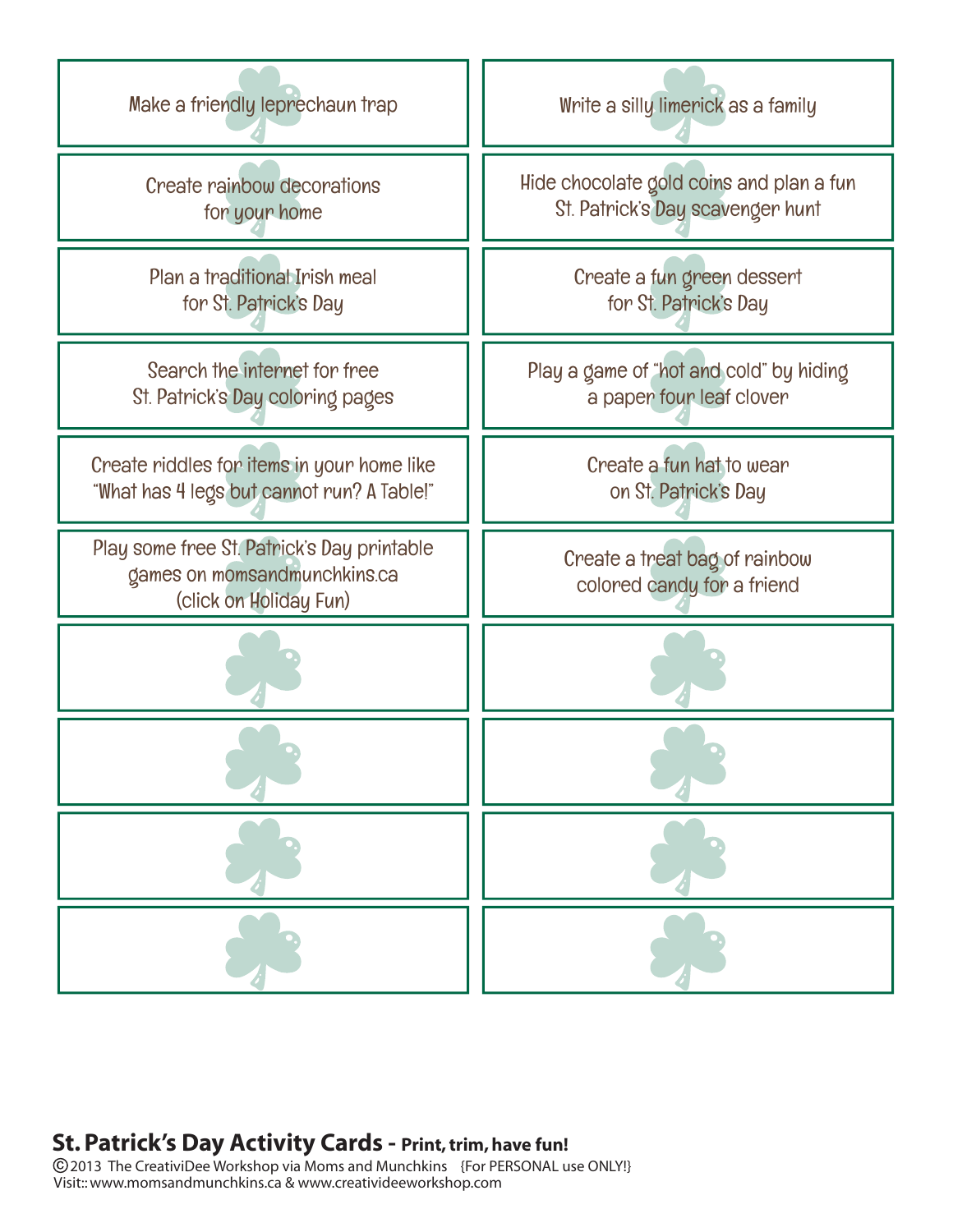| | |
|---|---|
| Make a friendly leprechaun trap | Write a silly limerick as a family |
| Create rainbow decorations for your home | Hide chocolate gold coins and plan a fun St. Patrick's Day scavenger hunt |
| Plan a traditional Irish meal for St. Patrick's Day | Create a fun green dessert for St. Patrick's Day |
| Search the internet for free St. Patrick's Day coloring pages | Play a game of "hot and cold" by hiding a paper four leaf clover |
| Create riddles for items in your home like "What has 4 legs but cannot run? A Table!" | Create a fun hat to wear on St. Patrick's Day |
| Play some free St. Patrick's Day printable games on momsandmunchkins.ca (click on Holiday Fun) | Create a treat bag of rainbow colored candy for a friend |
| | |
| | |
| | |
| | |

**St. Patrick's Day Activity Cards - Print, trim, have fun!**

©2013 The CreativiDee Workshop via Moms and Munchkins {For PERSONAL use ONLY!}
Visit:: www.momsandmunchkins.ca & www.creativideeworkshop.com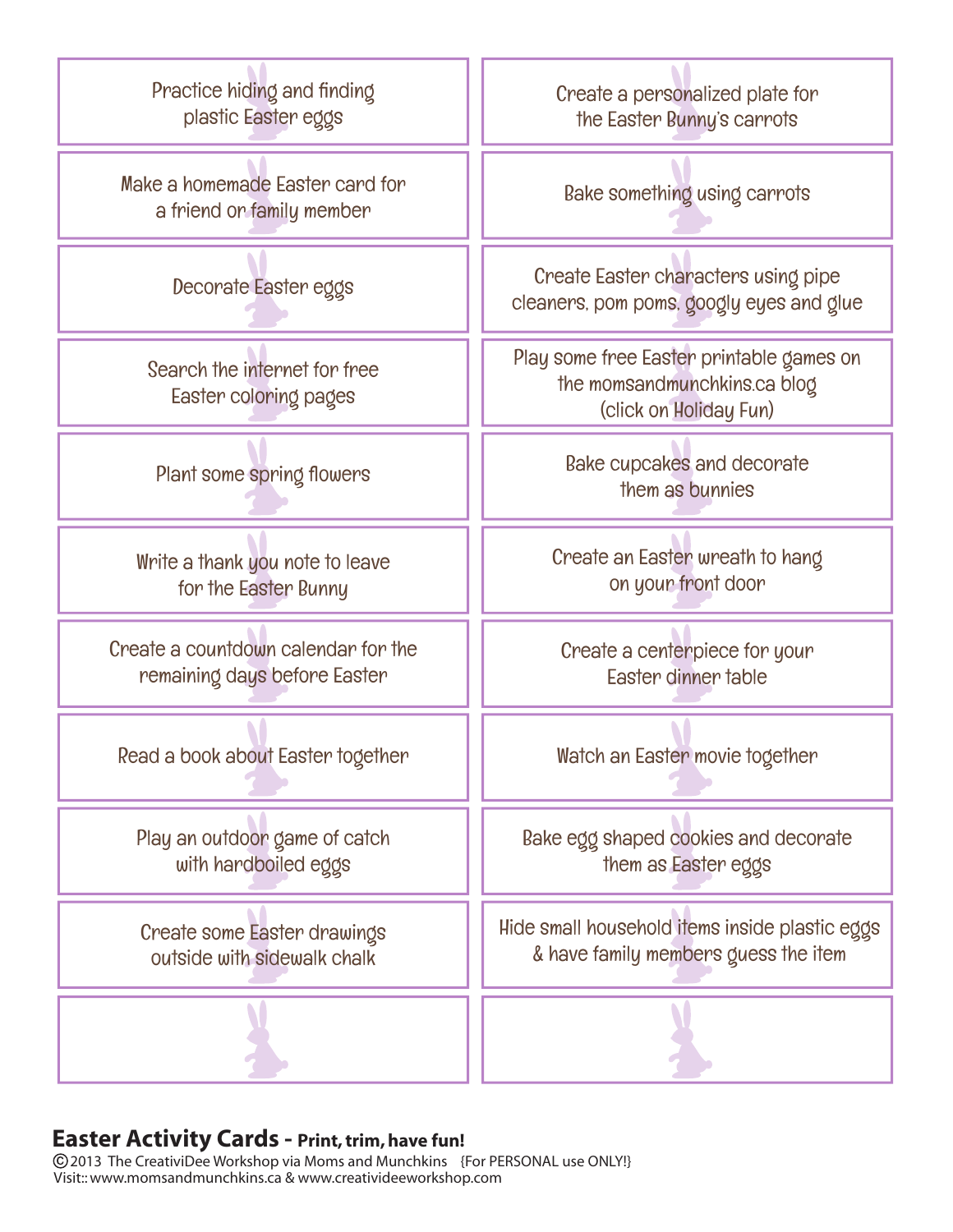| | |
|---|---|
| Practice hiding and finding plastic Easter eggs | Create a personalized plate for the Easter Bunny's carrots |
| Make a homemade Easter card for a friend or family member | Bake something using carrots |
| Decorate Easter eggs | Create Easter characters using pipe cleaners, pom poms, googly eyes and glue |
| Search the internet for free Easter coloring pages | Play some free Easter printable games on the momsandmunchkins.ca blog (click on Holiday Fun) |
| Plant some spring flowers | Bake cupcakes and decorate them as bunnies |
| Write a thank you note to leave for the Easter Bunny | Create an Easter wreath to hang on your front door |
| Create a countdown calendar for the remaining days before Easter | Create a centerpiece for your Easter dinner table |
| Read a book about Easter together | Watch an Easter movie together |
| Play an outdoor game of catch with hardboiled eggs | Bake egg shaped cookies and decorate them as Easter eggs |
| Create some Easter drawings outside with sidewalk chalk | Hide small household items inside plastic eggs & have family members guess the item |
| | |

**Easter Activity Cards - Print, trim, have fun!**
©2013 The CreatiViDee Workshop via Moms and Munchkins {For PERSONAL use ONLY!}
Visit:: www.momsandmunchkins.ca & www.creativideeworkshop.com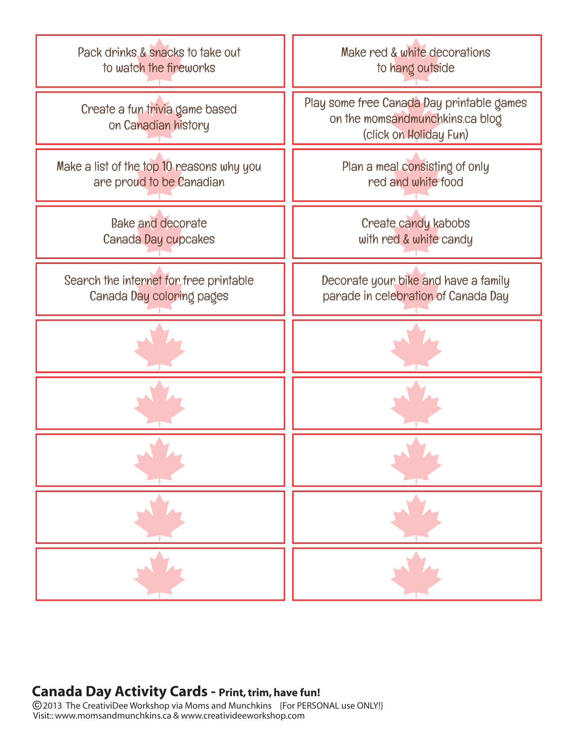| | |
|---|---|
| Pack drinks & snacks to take out to watch the fireworks | Make red & white decorations to hang outside |
| Create a fun trivia game based on Canadian history | Play some free Canada Day printable games on the momsandmunchkins.ca blog (click on Holiday Fun) |
| Make a list of the top 10 reasons why you are proud to be Canadian | Plan a meal consisting of only red and white food |
| Bake and decorate Canada Day cupcakes | Create candy kabobs with red & white candy |
| Search the internet for free printable Canada Day coloring pages | Decorate your bike and have a family parade in celebration of Canada Day |
| | |
| | |
| | |
| | |
| | |

**Canada Day Activity Cards - Print, trim, have fun!**

©2013 The CreativiDee Workshop via Moms and Munchkins {For PERSONAL use ONLY!}
Visit:: www.momsandmunchkins.ca & www.creativideeworkshop.com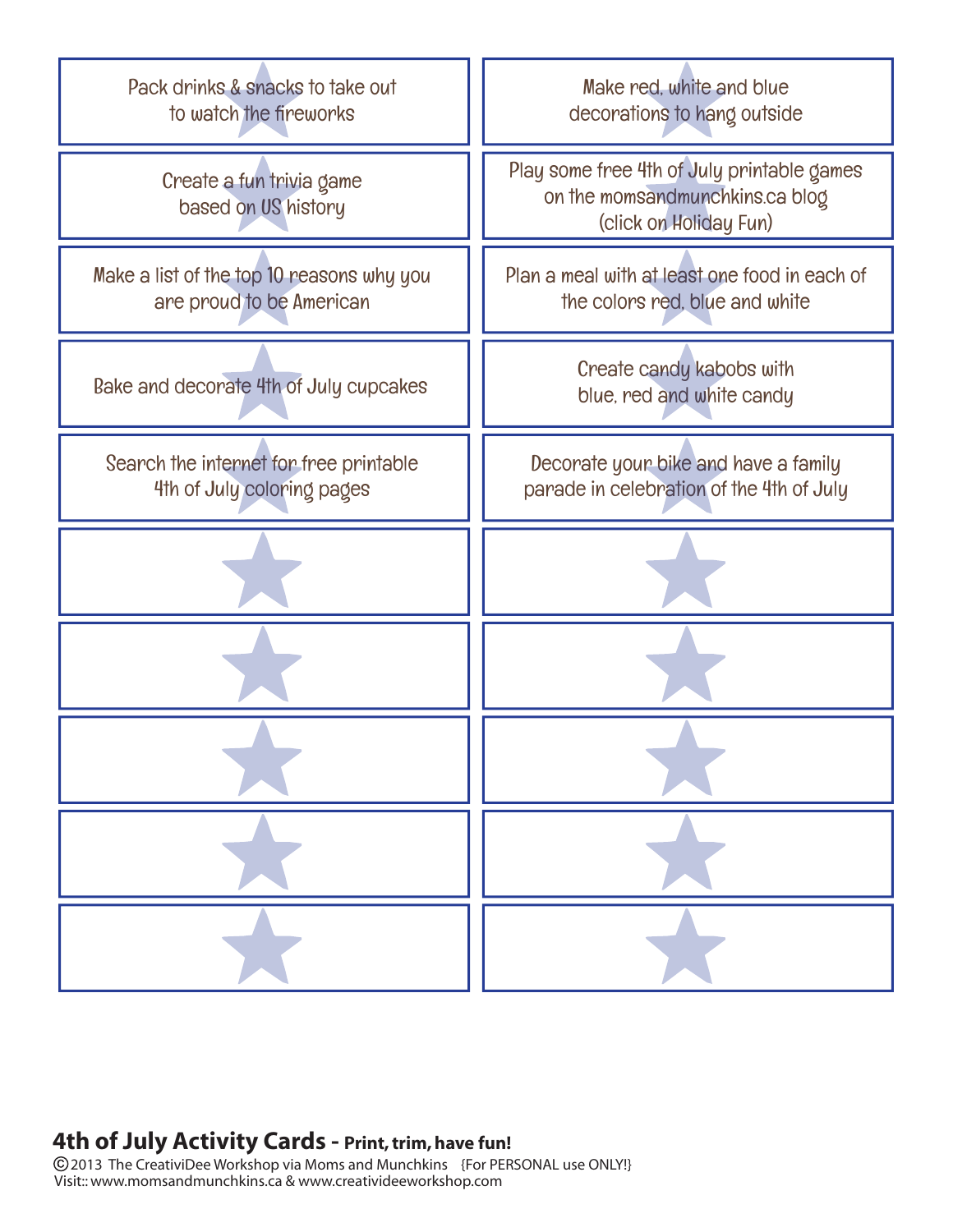Pack drinks & snacks to take out to watch the fireworks

Make red, white and blue decorations to hang outside

Create a fun trivia game based on US history

Play some free 4th of July printable games on the momsandmunchkins.ca blog (click on Holiday Fun)

Make a list of the top 10 reasons why you are proud to be American

Plan a meal with at least one food in each of the colors red, blue and white

Bake and decorate 4th of July cupcakes

Create candy kabobs with blue, red and white candy

Search the internet for free printable 4th of July coloring pages

Decorate your bike and have a family parade in celebration of the 4th of July

## 4th of July Activity Cards - **Print, trim, have fun!**

© 2013 The CreativiDee Workshop via Moms and Munchkins {For PERSONAL use ONLY!}
Visit:: www.momsandmunchkins.ca & www.creativideeworkshop.com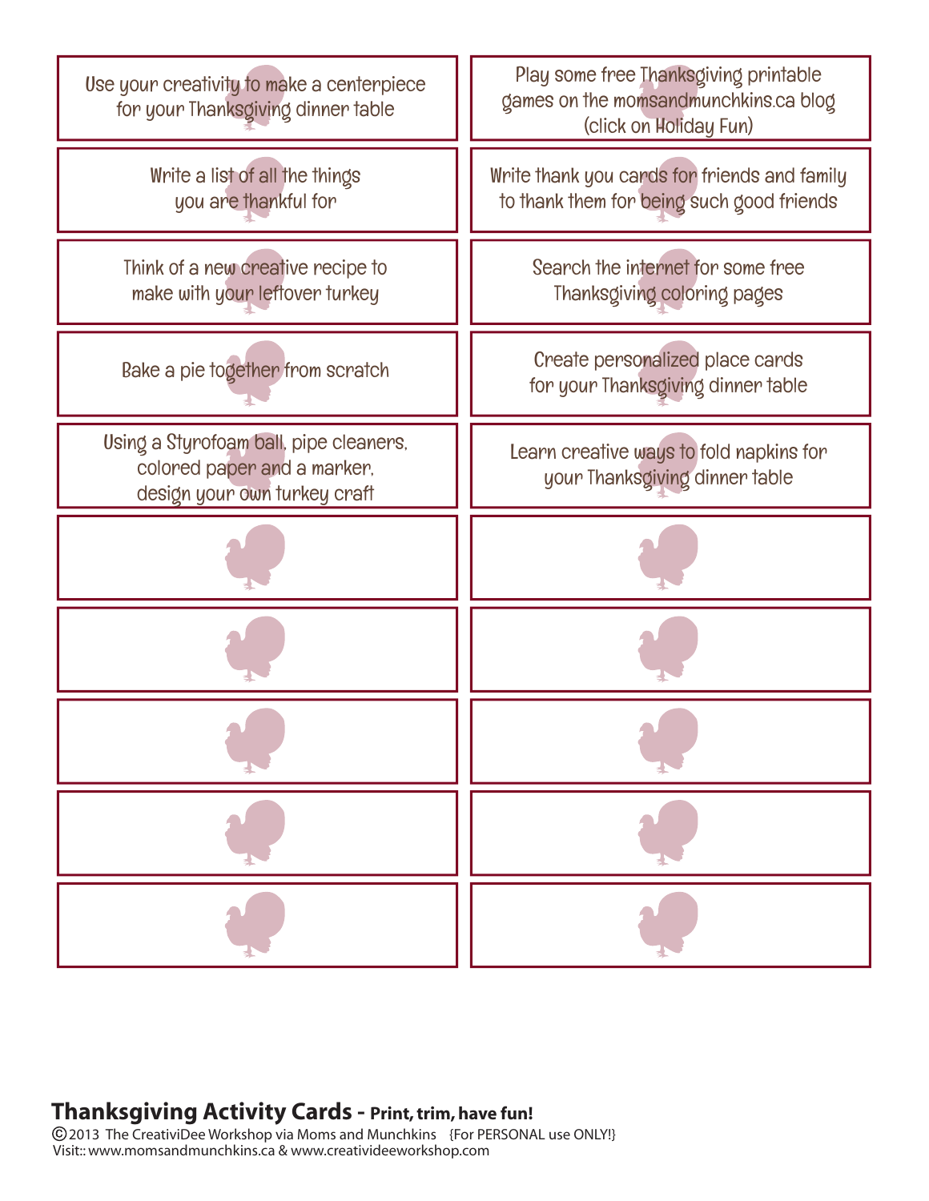| | |
|---|---|
| Use your creativity to make a centerpiece for your Thanksgiving dinner table | Play some free Thanksgiving printable games on the momsandmunchkins.ca blog (click on Holiday Fun) |
| Write a list of all the things you are thankful for | Write thank you cards for friends and family to thank them for being such good friends |
| Think of a new creative recipe to make with your leftover turkey | Search the internet for some free Thanksgiving coloring pages |
| Bake a pie together from scratch | Create personalized place cards for your Thanksgiving dinner table |
| Using a Styrofoam ball, pipe cleaners, colored paper and a marker, design your own turkey craft | Learn creative ways to fold napkins for your Thanksgiving dinner table |
| | |
| | |
| | |
| | |
| | |

**Thanksgiving Activity Cards - Print, trim, have fun!**

© 2013 The CreativiDee Workshop via Moms and Munchkins {For PERSONAL use ONLY!}
Visit:: www.momsandmunchkins.ca & www.creativideeworkshop.com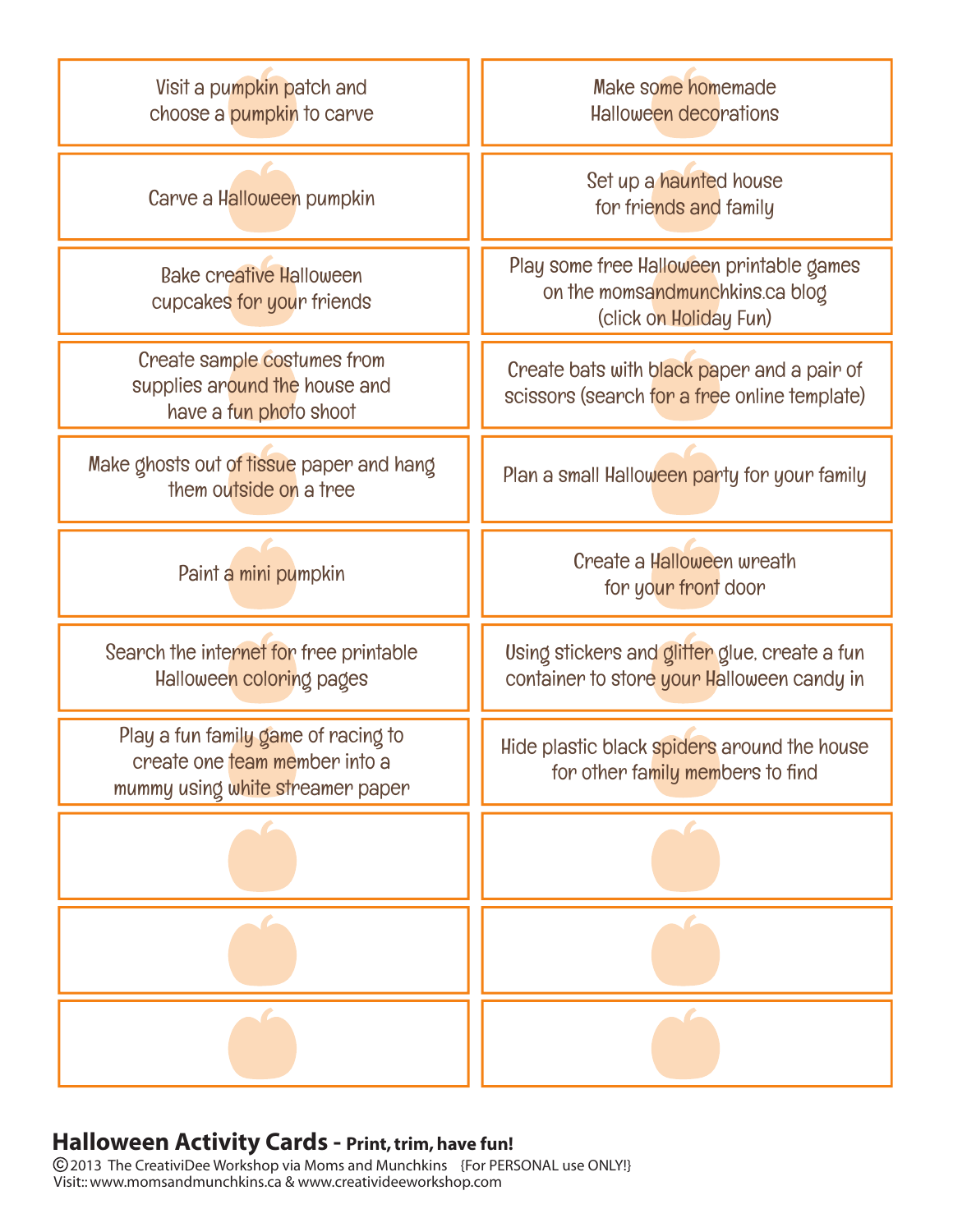Visit a pumpkin patch and choose a pumpkin to carve

Make some homemade Halloween decorations

Carve a Halloween pumpkin

Set up a haunted house for friends and family

Bake creative Halloween cupcakes for your friends

Play some free Halloween printable games on the momsandmunchkins.ca blog (click on Holiday Fun)

Create sample costumes from supplies around the house and have a fun photo shoot

Create bats with black paper and a pair of scissors (search for a free online template)

Make ghosts out of tissue paper and hang them outside on a tree

Plan a small Halloween party for your family

Paint a mini pumpkin

Create a Halloween wreath for your front door

Search the internet for free printable Halloween coloring pages

Using stickers and glitter glue, create a fun container to store your Halloween candy in

Play a fun family game of racing to create one team member into a mummy using white streamer paper

Hide plastic black spiders around the house for other family members to find

**Halloween Activity Cards - Print, trim, have fun!**

©2013 The CreativiDee Workshop via Moms and Munchkins {For PERSONAL use ONLY!}
Visit:: www.momsandmunchkins.ca & www.creativideeworkshop.com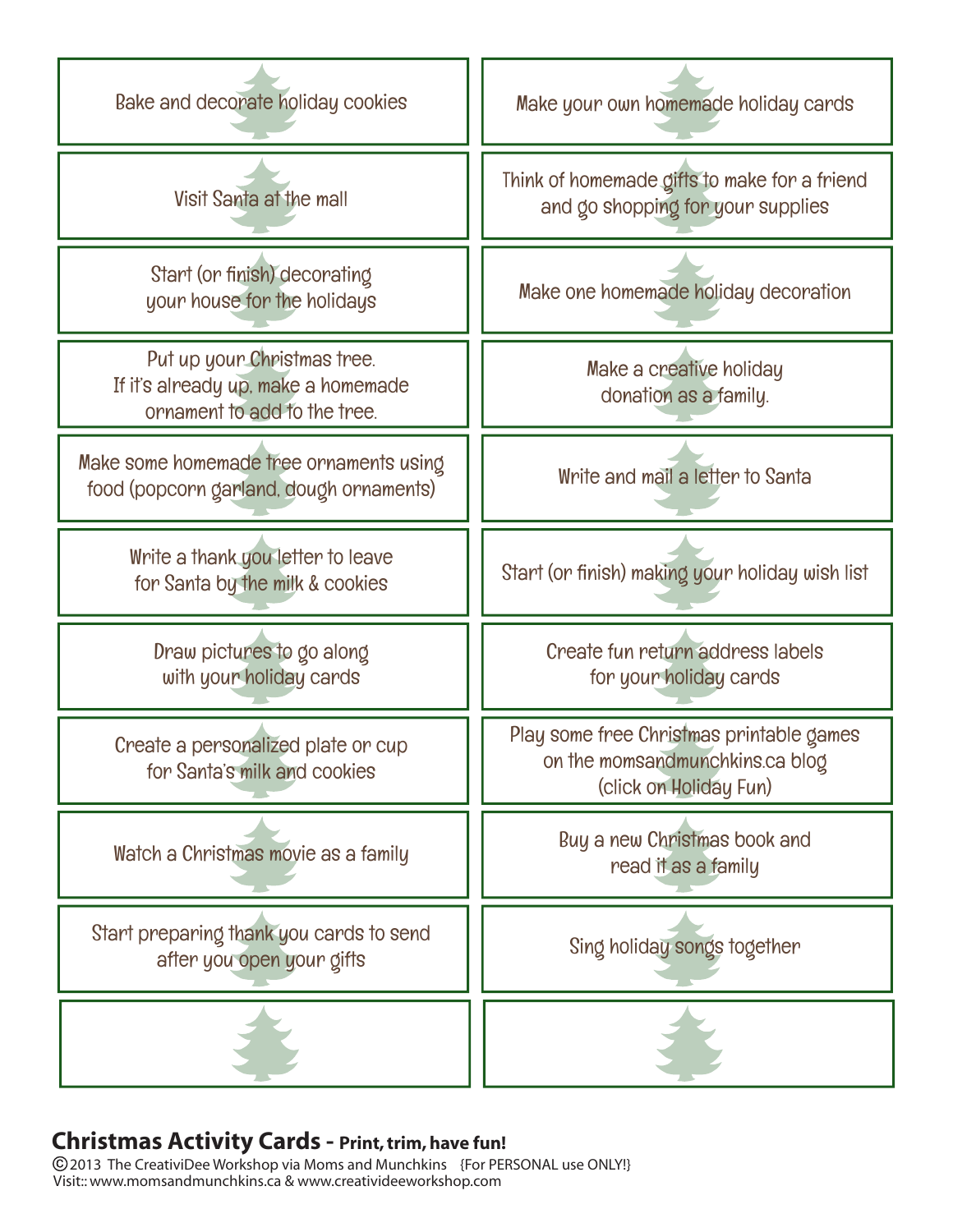| | |
|---|---|
| Bake and decorate holiday cookies | Make your own homemade holiday cards |
| Visit Santa at the mall | Think of homemade gifts to make for a friend and go shopping for your supplies |
| Start (or finish) decorating your house for the holidays | Make one homemade holiday decoration |
| Put up your Christmas tree. If it's already up, make a homemade ornament to add to the tree. | Make a creative holiday donation as a family. |
| Make some homemade tree ornaments using food (popcorn garland, dough ornaments) | Write and mail a letter to Santa |
| Write a thank you letter to leave for Santa by the milk & cookies | Start (or finish) making your holiday wish list |
| Draw pictures to go along with your holiday cards | Create fun return address labels for your holiday cards |
| Create a personalized plate or cup for Santa's milk and cookies | Play some free Christmas printable games on the momsandmunchkins.ca blog (click on Holiday Fun) |
| Watch a Christmas movie as a family | Buy a new Christmas book and read it as a family |
| Start preparing thank you cards to send after you open your gifts | Sing holiday songs together |
| | |

**Christmas Activity Cards - Print, trim, have fun!**

©2013 The CreativiDee Workshop via Moms and Munchkins {For PERSONAL use ONLY!}
Visit:: www.momsandmunchkins.ca & www.creativideeworkshop.com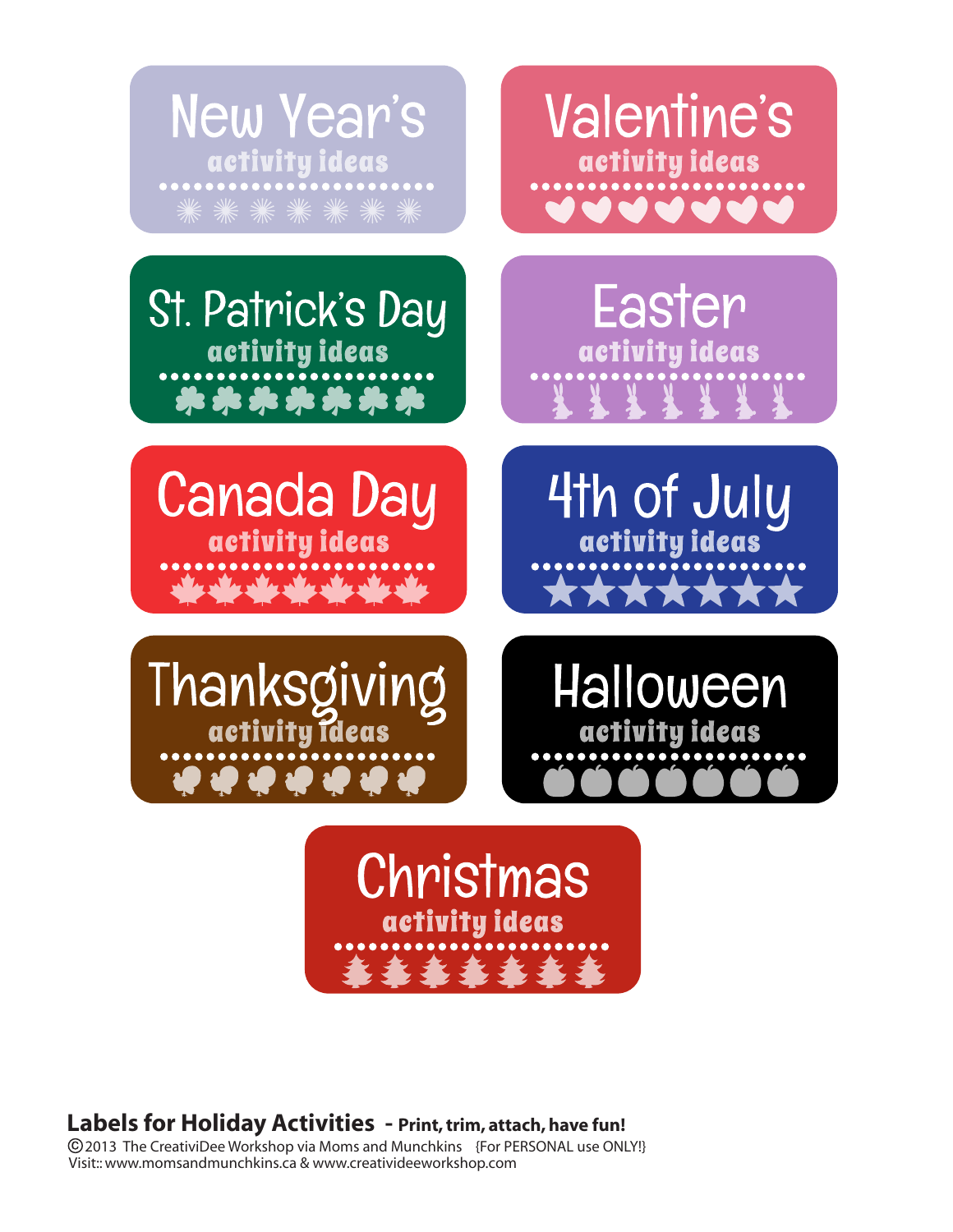New Year's
activity ideas

Valentine's
activity ideas

St. Patrick's Day
activity ideas

Easter
activity ideas

Canada Day
activity ideas

4th of July
activity ideas

Thanksgiving
activity ideas

Halloween
activity ideas

Christmas
activity ideas

**Labels for Holiday Activities - Print, trim, attach, have fun!**

©2013 The CreativiDee Workshop via Moms and Munchkins {For PERSONAL use ONLY!}
Visit:: www.momsandmunchkins.ca & www.creativideeworkshop.com